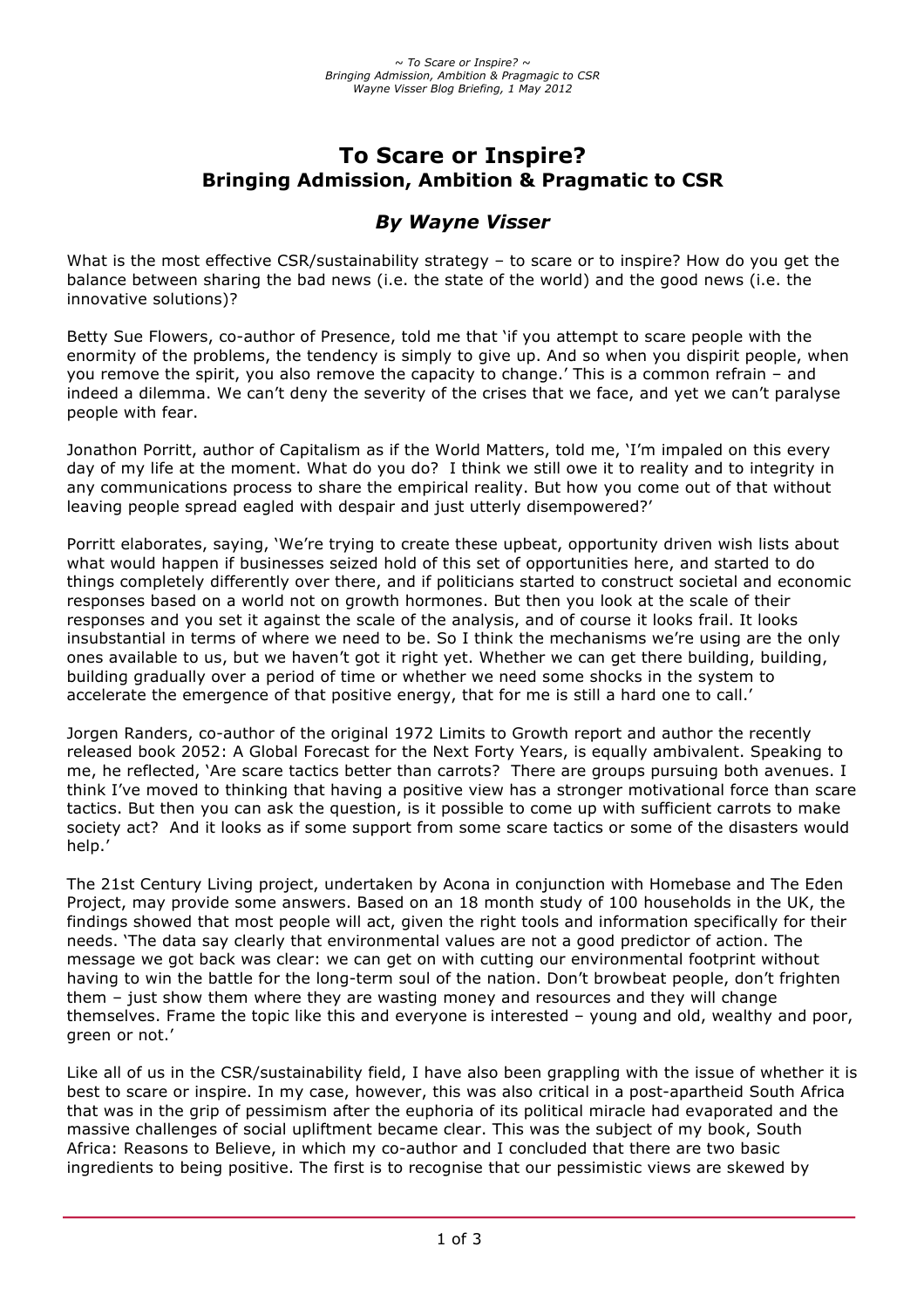# To Scare or Inspire?

## Bringing Admission, Ambition & Pragmatic to CSR

### *By Wayne Visser*

What is the most effective CSR/sustainability strategy – to scare or to inspire? How do you get the balance between sharing the bad news (i.e. the state of the world) and the good news (i.e. the innovative solutions)?

Betty Sue Flowers, co-author of Presence, told me that 'if you attempt to scare people with the enormity of the problems, the tendency is simply to give up. And so when you dispirit people, when you remove the spirit, you also remove the capacity to change.' This is a common refrain – and indeed a dilemma. We can't deny the severity of the crises that we face, and yet we can't paralyse people with fear.

Jonathon Porritt, author of Capitalism as if the World Matters, told me, 'I'm impaled on this every day of my life at the moment. What do you do? I think we still owe it to reality and to integrity in any communications process to share the empirical reality. But how you come out of that without leaving people spread eagled with despair and just utterly disempowered?'

Porritt elaborates, saying, 'We're trying to create these upbeat, opportunity driven wish lists about what would happen if businesses seized hold of this set of opportunities here, and started to do things completely differently over there, and if politicians started to construct societal and economic responses based on a world not on growth hormones. But then you look at the scale of their responses and you set it against the scale of the analysis, and of course it looks frail. It looks insubstantial in terms of where we need to be. So I think the mechanisms we're using are the only ones available to us, but we haven't got it right yet. Whether we can get there building, building, building gradually over a period of time or whether we need some shocks in the system to accelerate the emergence of that positive energy, that for me is still a hard one to call.'

Jorgen Randers, co-author of the original 1972 Limits to Growth report and author the recently released book 2052: A Global Forecast for the Next Forty Years, is equally ambivalent. Speaking to me, he reflected, 'Are scare tactics better than carrots? There are groups pursuing both avenues. I think I've moved to thinking that having a positive view has a stronger motivational force than scare tactics. But then you can ask the question, is it possible to come up with sufficient carrots to make society act? And it looks as if some support from some scare tactics or some of the disasters would help.'

The 21st Century Living project, undertaken by Acona in conjunction with Homebase and The Eden Project, may provide some answers. Based on an 18 month study of 100 households in the UK, the findings showed that most people will act, given the right tools and information specifically for their needs. 'The data say clearly that environmental values are not a good predictor of action. The message we got back was clear: we can get on with cutting our environmental footprint without having to win the battle for the long-term soul of the nation. Don't browbeat people, don't frighten them – just show them where they are wasting money and resources and they will change themselves. Frame the topic like this and everyone is interested – young and old, wealthy and poor, green or not.'

Like all of us in the CSR/sustainability field, I have also been grappling with the issue of whether it is best to scare or inspire. In my case, however, this was also critical in a post-apartheid South Africa that was in the grip of pessimism after the euphoria of its political miracle had evaporated and the massive challenges of social upliftment became clear. This was the subject of my book, South Africa: Reasons to Believe, in which my co-author and I concluded that there are two basic ingredients to being positive. The first is to recognise that our pessimistic views are skewed by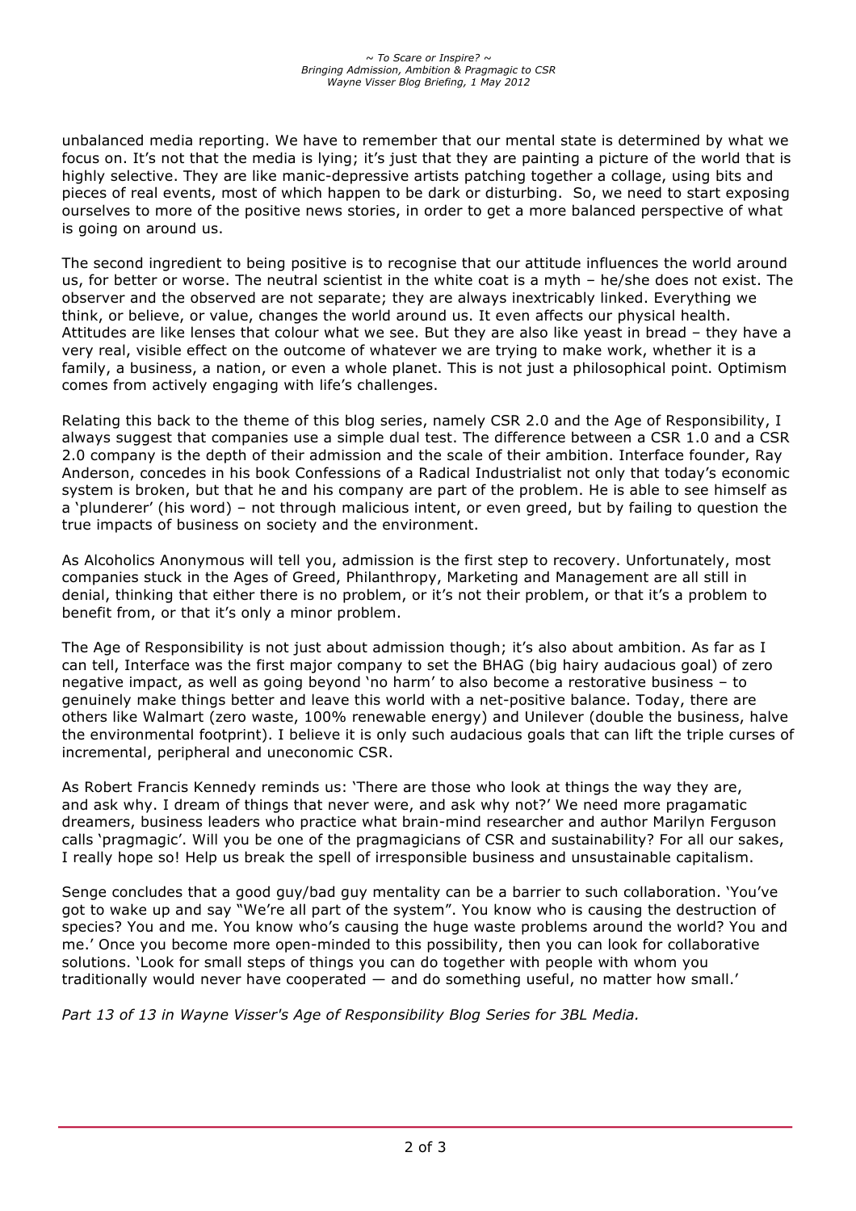unbalanced media reporting. We have to remember that our mental state is determined by what we focus on. It's not that the media is lying; it's just that they are painting a picture of the world that is highly selective. They are like manic-depressive artists patching together a collage, using bits and pieces of real events, most of which happen to be dark or disturbing. So, we need to start exposing ourselves to more of the positive news stories, in order to get a more balanced perspective of what is going on around us.

The second ingredient to being positive is to recognise that our attitude influences the world around us, for better or worse. The neutral scientist in the white coat is a myth – he/she does not exist. The observer and the observed are not separate; they are always inextricably linked. Everything we think, or believe, or value, changes the world around us. It even affects our physical health. Attitudes are like lenses that colour what we see. But they are also like yeast in bread – they have a very real, visible effect on the outcome of whatever we are trying to make work, whether it is a family, a business, a nation, or even a whole planet. This is not just a philosophical point. Optimism comes from actively engaging with life's challenges.

Relating this back to the theme of this blog series, namely CSR 2.0 and the Age of Responsibility, I always suggest that companies use a simple dual test. The difference between a CSR 1.0 and a CSR 2.0 company is the depth of their admission and the scale of their ambition. Interface founder, Ray Anderson, concedes in his book Confessions of a Radical Industrialist not only that today's economic system is broken, but that he and his company are part of the problem. He is able to see himself as a 'plunderer' (his word) – not through malicious intent, or even greed, but by failing to question the true impacts of business on society and the environment.

As Alcoholics Anonymous will tell you, admission is the first step to recovery. Unfortunately, most companies stuck in the Ages of Greed, Philanthropy, Marketing and Management are all still in denial, thinking that either there is no problem, or it's not their problem, or that it's a problem to benefit from, or that it's only a minor problem.

The Age of Responsibility is not just about admission though; it's also about ambition. As far as I can tell, Interface was the first major company to set the BHAG (big hairy audacious goal) of zero negative impact, as well as going beyond 'no harm' to also become a restorative business – to genuinely make things better and leave this world with a net-positive balance. Today, there are others like Walmart (zero waste, 100% renewable energy) and Unilever (double the business, halve the environmental footprint). I believe it is only such audacious goals that can lift the triple curses of incremental, peripheral and uneconomic CSR.

As Robert Francis Kennedy reminds us: 'There are those who look at things the way they are, and ask why. I dream of things that never were, and ask why not?' We need more pragamatic dreamers, business leaders who practice what brain-mind researcher and author Marilyn Ferguson calls 'pragmagic'. Will you be one of the pragmagicians of CSR and sustainability? For all our sakes, I really hope so! Help us break the spell of irresponsible business and unsustainable capitalism.

Senge concludes that a good guy/bad guy mentality can be a barrier to such collaboration. 'You've got to wake up and say "We're all part of the system". You know who is causing the destruction of species? You and me. You know who's causing the huge waste problems around the world? You and me.' Once you become more open-minded to this possibility, then you can look for collaborative solutions. 'Look for small steps of things you can do together with people with whom you traditionally would never have cooperated — and do something useful, no matter how small.'

*Part 13 of 13 in Wayne Visser's Age of Responsibility Blog Series for 3BL Media.*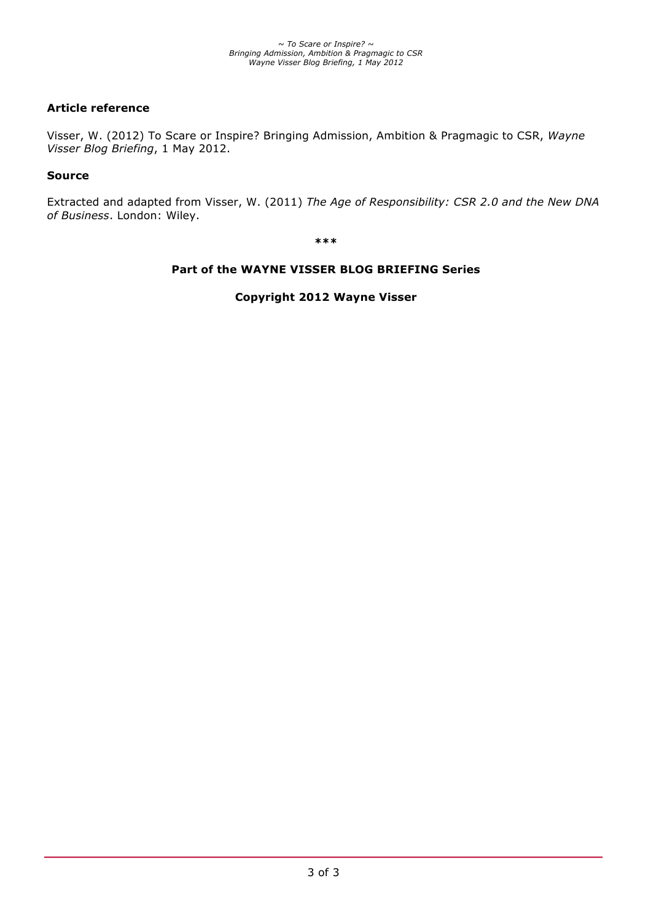### Article reference

Visser, W. (2012) To Scare or Inspire? Bringing Admission, Ambition & Pragmagic to CSR, *Wayne Visser Blog Briefing*, 1 May 2012.

### Source

Extracted and adapted from Visser, W. (2011) *The Age of Responsibility: CSR 2.0 and the New DNA of Business*. London: Wiley.

**\*\*\***

**Part of the WAYNE VISSER BLOG BRIEFING Series**

**Copyright 2012 Wayne Visser**